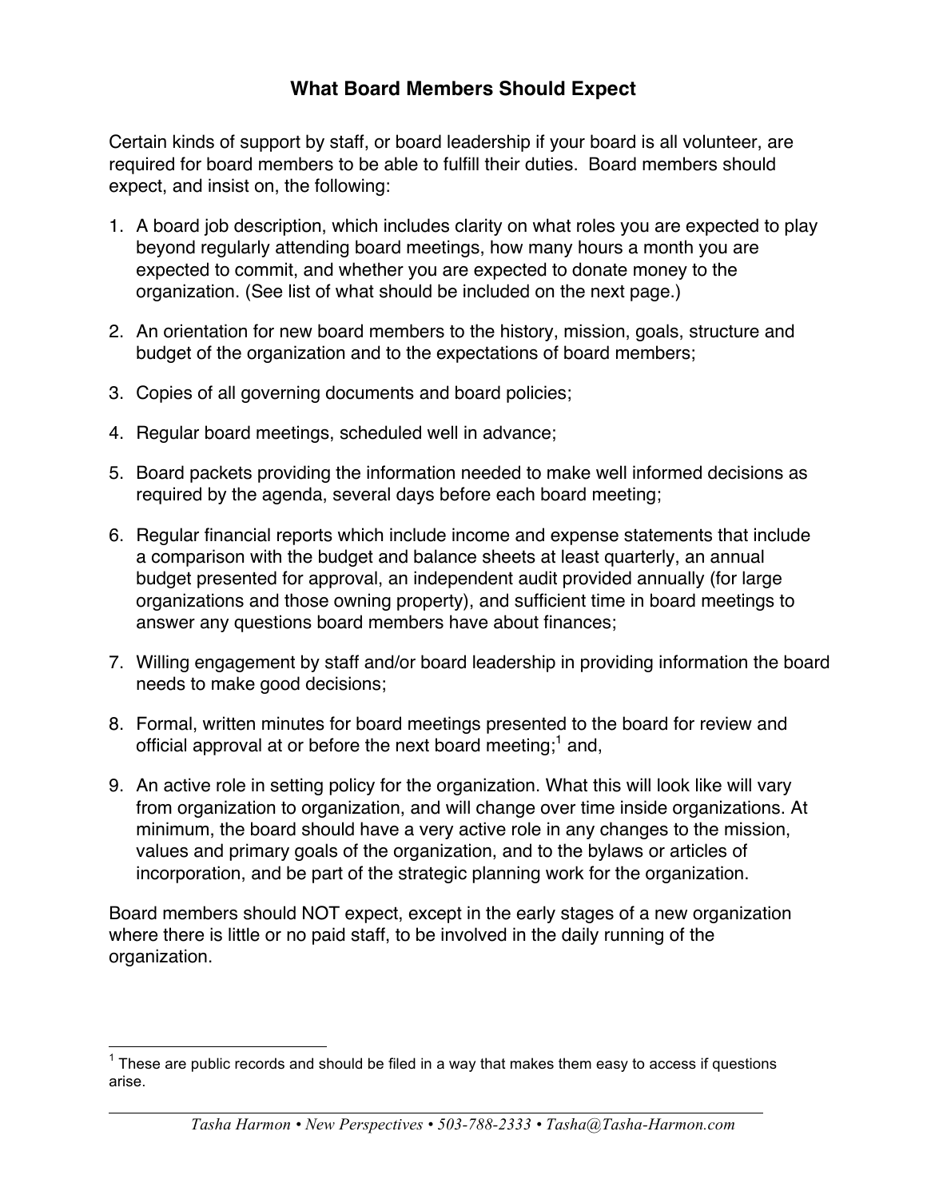## What Board Members Should Expect

Certain kinds of support by staff, or board leadership if your board is all volunteer, are required for board members to be able to fulfill their duties. Board members should expect, and insist on, the following:

1. A board job description, which includes clarity on what roles you are expected to play beyond regularly attending board meetings, how many hours a month you are expected to commit, and whether you are expected to donate money to the organization. (See list of what should be included on the next page.)

2. An orientation for new board members to the history, mission, goals, structure and budget of the organization and to the expectations of board members;

3. Copies of all governing documents and board policies;

4. Regular board meetings, scheduled well in advance;

5. Board packets providing the information needed to make well informed decisions as required by the agenda, several days before each board meeting;

6. Regular financial reports which include income and expense statements that include a comparison with the budget and balance sheets at least quarterly, an annual budget presented for approval, an independent audit provided annually (for large organizations and those owning property), and sufficient time in board meetings to answer any questions board members have about finances;

7. Willing engagement by staff and/or board leadership in providing information the board needs to make good decisions;

8. Formal, written minutes for board meetings presented to the board for review and official approval at or before the next board meeting;[1] and,

9. An active role in setting policy for the organization. What this will look like will vary from organization to organization, and will change over time inside organizations. At minimum, the board should have a very active role in any changes to the mission, values and primary goals of the organization, and to the bylaws or articles of incorporation, and be part of the strategic planning work for the organization.

Board members should NOT expect, except in the early stages of a new organization where there is little or no paid staff, to be involved in the daily running of the organization.

---

[1] These are public records and should be filed in a way that makes them easy to access if questions arise.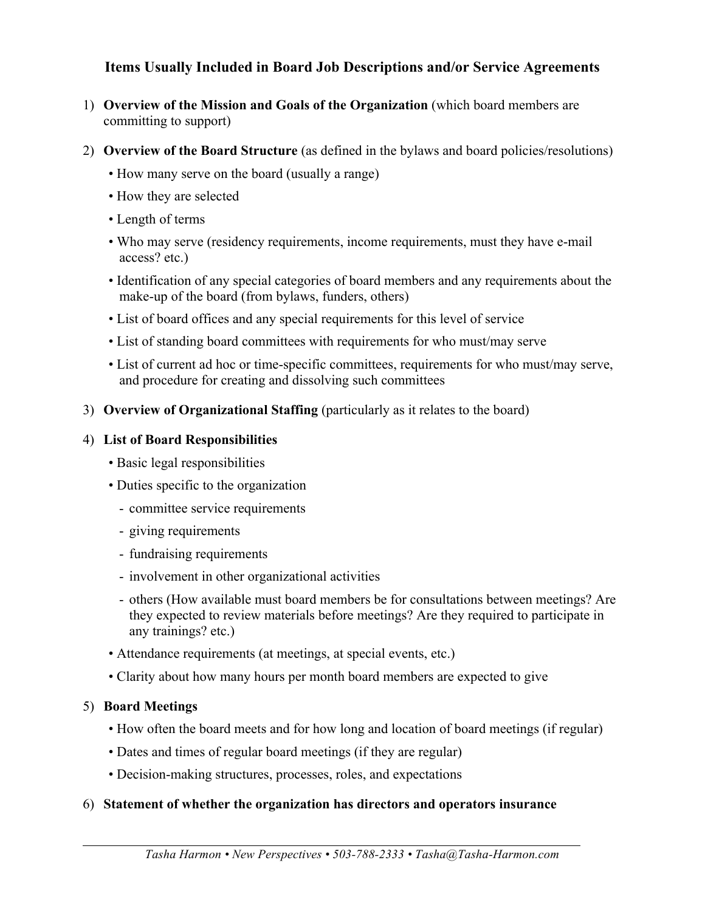# Items Usually Included in Board Job Descriptions and/or Service Agreements

1) **Overview of the Mission and Goals of the Organization** (which board members are committing to support)

2) **Overview of the Board Structure** (as defined in the bylaws and board policies/resolutions)
   - How many serve on the board (usually a range)
   - How they are selected
   - Length of terms
   - Who may serve (residency requirements, income requirements, must they have e-mail access? etc.)
   - Identification of any special categories of board members and any requirements about the make-up of the board (from bylaws, funders, others)
   - List of board offices and any special requirements for this level of service
   - List of standing board committees with requirements for who must/may serve
   - List of current ad hoc or time-specific committees, requirements for who must/may serve, and procedure for creating and dissolving such committees

3) **Overview of Organizational Staffing** (particularly as it relates to the board)

4) **List of Board Responsibilities**
   - Basic legal responsibilities
   - Duties specific to the organization
     - committee service requirements
     - giving requirements
     - fundraising requirements
     - involvement in other organizational activities
     - others (How available must board members be for consultations between meetings? Are they expected to review materials before meetings? Are they required to participate in any trainings? etc.)
   - Attendance requirements (at meetings, at special events, etc.)
   - Clarity about how many hours per month board members are expected to give

5) **Board Meetings**
   - How often the board meets and for how long and location of board meetings (if regular)
   - Dates and times of regular board meetings (if they are regular)
   - Decision-making structures, processes, roles, and expectations

6) **Statement of whether the organization has directors and operators insurance**

*Tasha Harmon • New Perspectives • 503-788-2333 • Tasha@Tasha-Harmon.com*